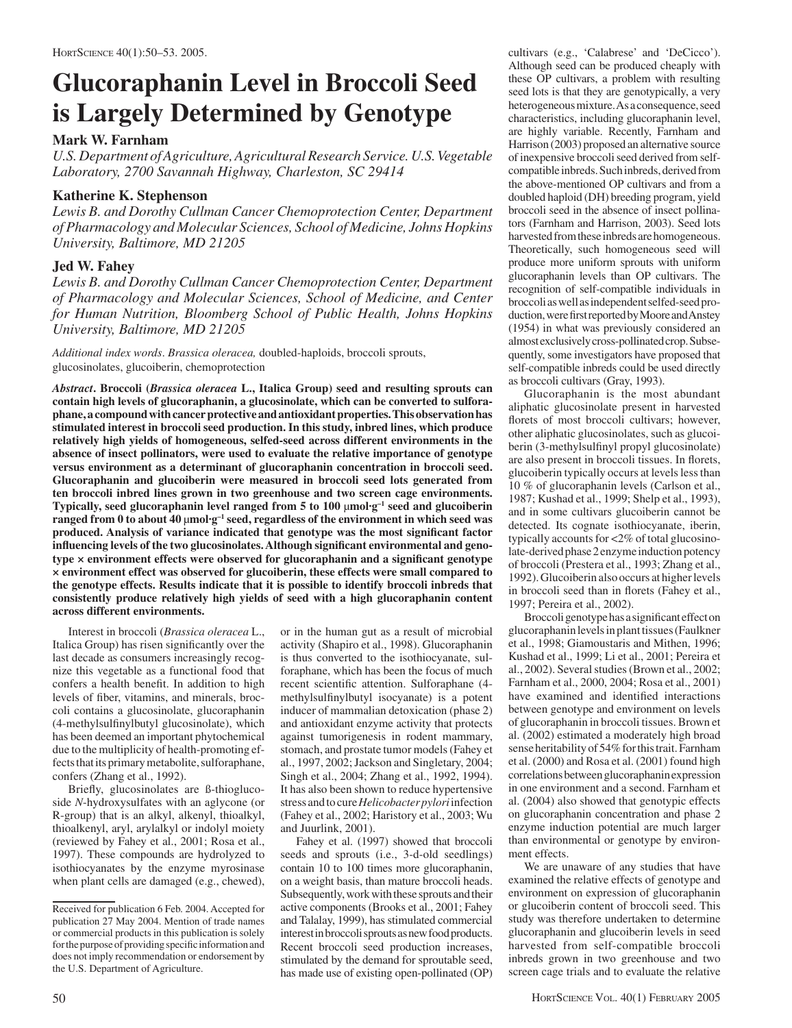# Glucoraphanin Level in Broccoli Seed is Largely Determined by Genotype

**Mark W. Farnham**

*U.S. Department of Agriculture, Agricultural Research Service. U.S. Vegetable Laboratory, 2700 Savannah Highway, Charleston, SC 29414*

**Katherine K. Stephenson**

*Lewis B. and Dorothy Cullman Cancer Chemoprotection Center, Department of Pharmacology and Molecular Sciences, School of Medicine, Johns Hopkins University, Baltimore, MD 21205*

**Jed W. Fahey**

*Lewis B. and Dorothy Cullman Cancer Chemoprotection Center, Department of Pharmacology and Molecular Sciences, School of Medicine, and Center for Human Nutrition, Bloomberg School of Public Health, Johns Hopkins University, Baltimore, MD 21205*

*Additional index words*. *Brassica oleracea,* doubled-haploids, broccoli sprouts, glucosinolates, glucoiberin, chemoprotection

***Abstract*. Broccoli (*Brassica oleracea* L., Italica Group) seed and resulting sprouts can contain high levels of glucoraphanin, a glucosinolate, which can be converted to sulforaphane, a compound with cancer protective and antioxidant properties. This observation has stimulated interest in broccoli seed production. In this study, inbred lines, which produce relatively high yields of homogeneous, selfed-seed across different environments in the absence of insect pollinators, were used to evaluate the relative importance of genotype versus environment as a determinant of glucoraphanin concentration in broccoli seed. Glucoraphanin and glucoiberin were measured in broccoli seed lots generated from ten broccoli inbred lines grown in two greenhouse and two screen cage environments. Typically, seed glucoraphanin level ranged from 5 to 100 μmol·g$^{-1}$ seed and glucoiberin ranged from 0 to about 40 μmol·g$^{-1}$ seed, regardless of the environment in which seed was produced. Analysis of variance indicated that genotype was the most significant factor influencing levels of the two glucosinolates. Although significant environmental and genotype × environment effects were observed for glucoraphanin and a significant genotype × environment effect was observed for glucoiberin, these effects were small compared to the genotype effects. Results indicate that it is possible to identify broccoli inbreds that consistently produce relatively high yields of seed with a high glucoraphanin content across different environments.**

Interest in broccoli (*Brassica oleracea* L., Italica Group) has risen significantly over the last decade as consumers increasingly recognize this vegetable as a functional food that confers a health benefit. In addition to high levels of fiber, vitamins, and minerals, broccoli contains a glucosinolate, glucoraphanin (4-methylsulfinylbutyl glucosinolate), which has been deemed an important phytochemical due to the multiplicity of health-promoting effects that its primary metabolite, sulforaphane, confers (Zhang et al., 1992).

Briefly, glucosinolates are ß-thioglucoside *N*-hydroxysulfates with an aglycone (or R-group) that is an alkyl, alkenyl, thioalkyl, thioalkenyl, aryl, arylalkyl or indolyl moiety (reviewed by Fahey et al., 2001; Rosa et al., 1997). These compounds are hydrolyzed to isothiocyanates by the enzyme myrosinase when plant cells are damaged (e.g., chewed), or in the human gut as a result of microbial activity (Shapiro et al., 1998). Glucoraphanin is thus converted to the isothiocyanate, sulforaphane, which has been the focus of much recent scientific attention. Sulforaphane (4-methylsulfinylbutyl isocyanate) is a potent inducer of mammalian detoxication (phase 2) and antioxidant enzyme activity that protects against tumorigenesis in rodent mammary, stomach, and prostate tumor models (Fahey et al., 1997, 2002; Jackson and Singletary, 2004; Singh et al., 2004; Zhang et al., 1992, 1994). It has also been shown to reduce hypertensive stress and to cure *Helicobacter pylori* infection (Fahey et al., 2002; Haristory et al., 2003; Wu and Juurlink, 2001).

Fahey et al. (1997) showed that broccoli seeds and sprouts (i.e., 3-d-old seedlings) contain 10 to 100 times more glucoraphanin, on a weight basis, than mature broccoli heads. Subsequently, work with these sprouts and their active components (Brooks et al., 2001; Fahey and Talalay, 1999), has stimulated commercial interest in broccoli sprouts as new food products. Recent broccoli seed production increases, stimulated by the demand for sproutable seed, has made use of existing open-pollinated (OP) cultivars (e.g., 'Calabrese' and 'DeCicco'). Although seed can be produced cheaply with these OP cultivars, a problem with resulting seed lots is that they are genotypically, a very heterogeneous mixture. As a consequence, seed characteristics, including glucoraphanin level, are highly variable. Recently, Farnham and Harrison (2003) proposed an alternative source of inexpensive broccoli seed derived from self-compatible inbreds. Such inbreds, derived from the above-mentioned OP cultivars and from a doubled haploid (DH) breeding program, yield broccoli seed in the absence of insect pollinators (Farnham and Harrison, 2003). Seed lots harvested from these inbreds are homogeneous. Theoretically, such homogeneous seed will produce more uniform sprouts with uniform glucoraphanin levels than OP cultivars. The recognition of self-compatible individuals in broccoli as well as independent selfed-seed production, were first reported by Moore and Anstey (1954) in what was previously considered an almost exclusively cross-pollinated crop. Subsequently, some investigators have proposed that self-compatible inbreds could be used directly as broccoli cultivars (Gray, 1993).

Glucoraphanin is the most abundant aliphatic glucosinolate present in harvested florets of most broccoli cultivars; however, other aliphatic glucosinolates, such as glucoiberin (3-methylsulfinyl propyl glucosinolate) are also present in broccoli tissues. In florets, glucoiberin typically occurs at levels less than 10 % of glucoraphanin levels (Carlson et al., 1987; Kushad et al., 1999; Shelp et al., 1993), and in some cultivars glucoiberin cannot be detected. Its cognate isothiocyanate, iberin, typically accounts for <2% of total glucosinolate-derived phase 2 enzyme induction potency of broccoli (Prestera et al., 1993; Zhang et al., 1992). Glucoiberin also occurs at higher levels in broccoli seed than in florets (Fahey et al., 1997; Pereira et al., 2002).

Broccoli genotype has a significant effect on glucoraphanin levels in plant tissues (Faulkner et al., 1998; Giamoustaris and Mithen, 1996; Kushad et al., 1999; Li et al., 2001; Pereira et al., 2002). Several studies (Brown et al., 2002; Farnham et al., 2000, 2004; Rosa et al., 2001) have examined and identified interactions between genotype and environment on levels of glucoraphanin in broccoli tissues. Brown et al. (2002) estimated a moderately high broad sense heritability of 54% for this trait. Farnham et al. (2000) and Rosa et al. (2001) found high correlations between glucoraphanin expression in one environment and a second. Farnham et al. (2004) also showed that genotypic effects on glucoraphanin concentration and phase 2 enzyme induction potential are much larger than environmental or genotype by environment effects.

We are unaware of any studies that have examined the relative effects of genotype and environment on expression of glucoraphanin or glucoiberin content of broccoli seed. This study was therefore undertaken to determine glucoraphanin and glucoiberin levels in seed harvested from self-compatible broccoli inbreds grown in two greenhouse and two screen cage trials and to evaluate the relative

Received for publication 6 Feb. 2004. Accepted for publication 27 May 2004. Mention of trade names or commercial products in this publication is solely for the purpose of providing specific information and does not imply recommendation or endorsement by the U.S. Department of Agriculture.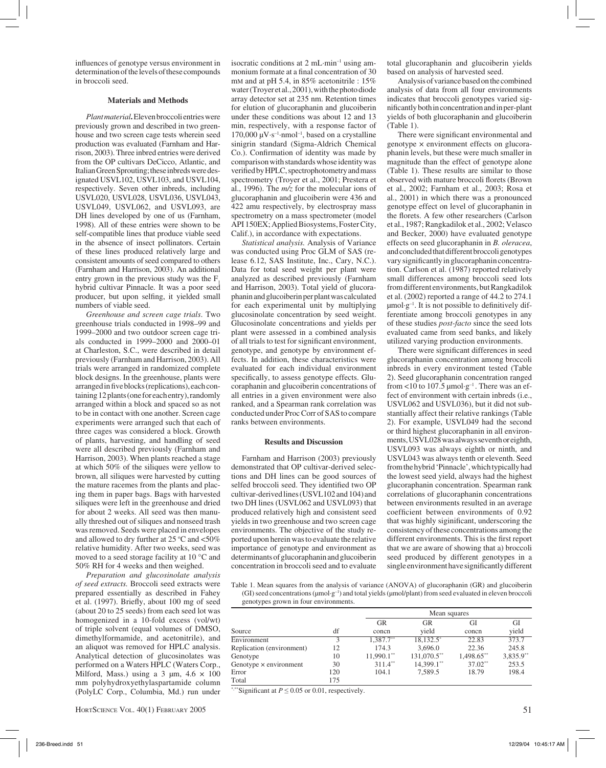influences of genotype versus environment in determination of the levels of these compounds in broccoli seed.

## Materials and Methods

*Plant material.* Eleven broccoli entries were previously grown and described in two greenhouse and two screen cage tests wherein seed production was evaluated (Farnham and Harrison, 2003). Three inbred entries were derived from the OP cultivars DeCicco, Atlantic, and Italian Green Sprouting; these inbreds were designated USVL102, USVL103, and USVL104, respectively. Seven other inbreds, including USVL020, USVL028, USVL036, USVL043, USVL049, USVL062, and USVL093, are DH lines developed by one of us (Farnham, 1998). All of these entries were shown to be self-compatible lines that produce viable seed in the absence of insect pollinators. Certain of these lines produced relatively large and consistent amounts of seed compared to others (Farnham and Harrison, 2003). An additional entry grown in the previous study was the $F_1$ hybrid cultivar Pinnacle. It was a poor seed producer, but upon selfing, it yielded small numbers of viable seed.

*Greenhouse and screen cage trials.* Two greenhouse trials conducted in 1998–99 and 1999–2000 and two outdoor screen cage trials conducted in 1999–2000 and 2000–01 at Charleston, S.C., were described in detail previously (Farnham and Harrison, 2003). All trials were arranged in randomized complete block designs. In the greenhouse, plants were arranged in five blocks (replications), each containing 12 plants (one for each entry), randomly arranged within a block and spaced so as not to be in contact with one another. Screen cage experiments were arranged such that each of three cages was considered a block. Growth of plants, harvesting, and handling of seed were all described previously (Farnham and Harrison, 2003). When plants reached a stage at which 50% of the siliques were yellow to brown, all siliques were harvested by cutting the mature racemes from the plants and placing them in paper bags. Bags with harvested siliques were left in the greenhouse and dried for about 2 weeks. All seed was then manually threshed out of siliques and nonseed trash was removed. Seeds were placed in envelopes and allowed to dry further at 25 °C and <50% relative humidity. After two weeks, seed was moved to a seed storage facility at 10 °C and 50% RH for 4 weeks and then weighed.

*Preparation and glucosinolate analysis of seed extracts.* Broccoli seed extracts were prepared essentially as described in Fahey et al. (1997). Briefly, about 100 mg of seed (about 20 to 25 seeds) from each seed lot was homogenized in a 10-fold excess (vol/wt) of triple solvent (equal volumes of DMSO, dimethylformamide, and acetonitrile), and an aliquot was removed for HPLC analysis. Analytical detection of glucosinolates was performed on a Waters HPLC (Waters Corp., Milford, Mass.) using a 3 µm, 4.6 × 100 mm polyhydroxyethylaspartamide column (PolyLC Corp., Columbia, Md.) run under isocratic conditions at 2 mL·min$^{-1}$ using ammonium formate at a final concentration of 30 mM and at pH 5.4, in 85% acetonitrile : 15% water (Troyer et al., 2001), with the photo diode array detector set at 235 nm. Retention times for elution of glucoraphanin and glucoiberin under these conditions was about 12 and 13 min, respectively, with a response factor of 170,000 µV·s$^{-1}$·nmol$^{-1}$, based on a crystalline sinigrin standard (Sigma-Aldrich Chemical Co.). Confirmation of identity was made by comparison with standards whose identity was verified by HPLC, spectrophotometry and mass spectrometry (Troyer et al., 2001; Prestera et al., 1996). The *m/z* for the molecular ions of glucoraphanin and glucoiberin were 436 and 422 amu respectively, by electrospray mass spectrometry on a mass spectrometer (model API 150EX; Applied Biosystems, Foster City, Calif.), in accordance with expectations.

*Statistical analysis.* Analysis of Variance was conducted using Proc GLM of SAS (release 6.12, SAS Institute, Inc., Cary, N.C.). Data for total seed weight per plant were analyzed as described previously (Farnham and Harrison, 2003). Total yield of glucoraphanin and glucoiberin per plant was calculated for each experimental unit by multiplying glucosinolate concentration by seed weight. Glucosinolate concentrations and yields per plant were assessed in a combined analysis of all trials to test for significant environment, genotype, and genotype by environment effects. In addition, these characteristics were evaluated for each individual environment specifically, to assess genotype effects. Glucoraphanin and glucoiberin concentrations of all entries in a given environment were also ranked, and a Spearman rank correlation was conducted under Proc Corr of SAS to compare ranks between environments.

## Results and Discussion

Farnham and Harrison (2003) previously demonstrated that OP cultivar-derived selections and DH lines can be good sources of selfed broccoli seed. They identified two OP cultivar-derived lines (USVL102 and 104) and two DH lines (USVL062 and USVL093) that produced relatively high and consistent seed yields in two greenhouse and two screen cage environments. The objective of the study reported upon herein was to evaluate the relative importance of genotype and environment as determinants of glucoraphanin and glucoiberin concentration in broccoli seed and to evaluate total glucoraphanin and glucoiberin yields based on analysis of harvested seed.

Analysis of variance based on the combined analysis of data from all four environments indicates that broccoli genotypes varied significantly both in concentration and in per-plant yields of both glucoraphanin and glucoiberin (Table 1).

There were significant environmental and genotype × environment effects on glucoraphanin levels, but these were much smaller in magnitude than the effect of genotype alone (Table 1). These results are similar to those observed with mature broccoli florets (Brown et al., 2002; Farnham et al., 2003; Rosa et al., 2001) in which there was a pronounced genotype effect on level of glucoraphanin in the florets. A few other researchers (Carlson et al., 1987; Rangkadilok et al., 2002; Velasco and Becker, 2000) have evaluated genotype effects on seed glucoraphanin in *B. oleracea*, and concluded that different broccoli genotypes vary significantly in glucoraphanin concentration. Carlson et al. (1987) reported relatively small differences among broccoli seed lots from different environments, but Rangkadilok et al. (2002) reported a range of 44.2 to 274.1 µmol·g$^{-1}$. It is not possible to definitively differentiate among broccoli genotypes in any of these studies *post-facto* since the seed lots evaluated came from seed banks, and likely utilized varying production environments.

There were significant differences in seed glucoraphanin concentration among broccoli inbreds in every environment tested (Table 2). Seed glucoraphanin concentration ranged from <10 to 107.5 µmol·g$^{-1}$. There was an effect of environment with certain inbreds (i.e., USVL062 and USVL036), but it did not substantially affect their relative rankings (Table 2). For example, USVL049 had the second or third highest glucoraphanin in all environments, USVL028 was always seventh or eighth, USVL093 was always eighth or ninth, and USVL043 was always tenth or eleventh. Seed from the hybrid 'Pinnacle', which typically had the lowest seed yield, always had the highest glucoraphanin concentration. Spearman rank correlations of glucoraphanin concentrations between environments resulted in an average coefficient between environments of 0.92 that was highly significant, underscoring the consistency of these concentrations among the different environments. This is the first report that we are aware of showing that a) broccoli seed produced by different genotypes in a single environment have significantly different

Table 1. Mean squares from the analysis of variance (ANOVA) of glucoraphanin (GR) and glucoiberin (GI) seed concentrations (µmol·g$^{-1}$) and total yields (µmol/plant) from seed evaluated in eleven broccoli genotypes grown in four environments.

| | | Mean squares | | | |
|---|---|---|---|---|---|
| Source | df | GR concn | GR yield | GI concn | GI yield |
| Environment | 3 | 1,387.7** | 18,132.5* | 22.83 | 373.7 |
| Replication (environment) | 12 | 174.3 | 3,696.0 | 22.36 | 245.8 |
| Genotype | 10 | 11,990.1** | 131,070.5** | 1,498.65** | 3,835.9** |
| Genotype × environment | 30 | 311.4** | 14,399.1** | 37.02** | 253.5 |
| Error | 120 | 104.1 | 7,589.5 | 18.79 | 198.4 |
| Total | 175 | | | | |

*,**Significant at $P \leq 0.05$ or 0.01, respectively.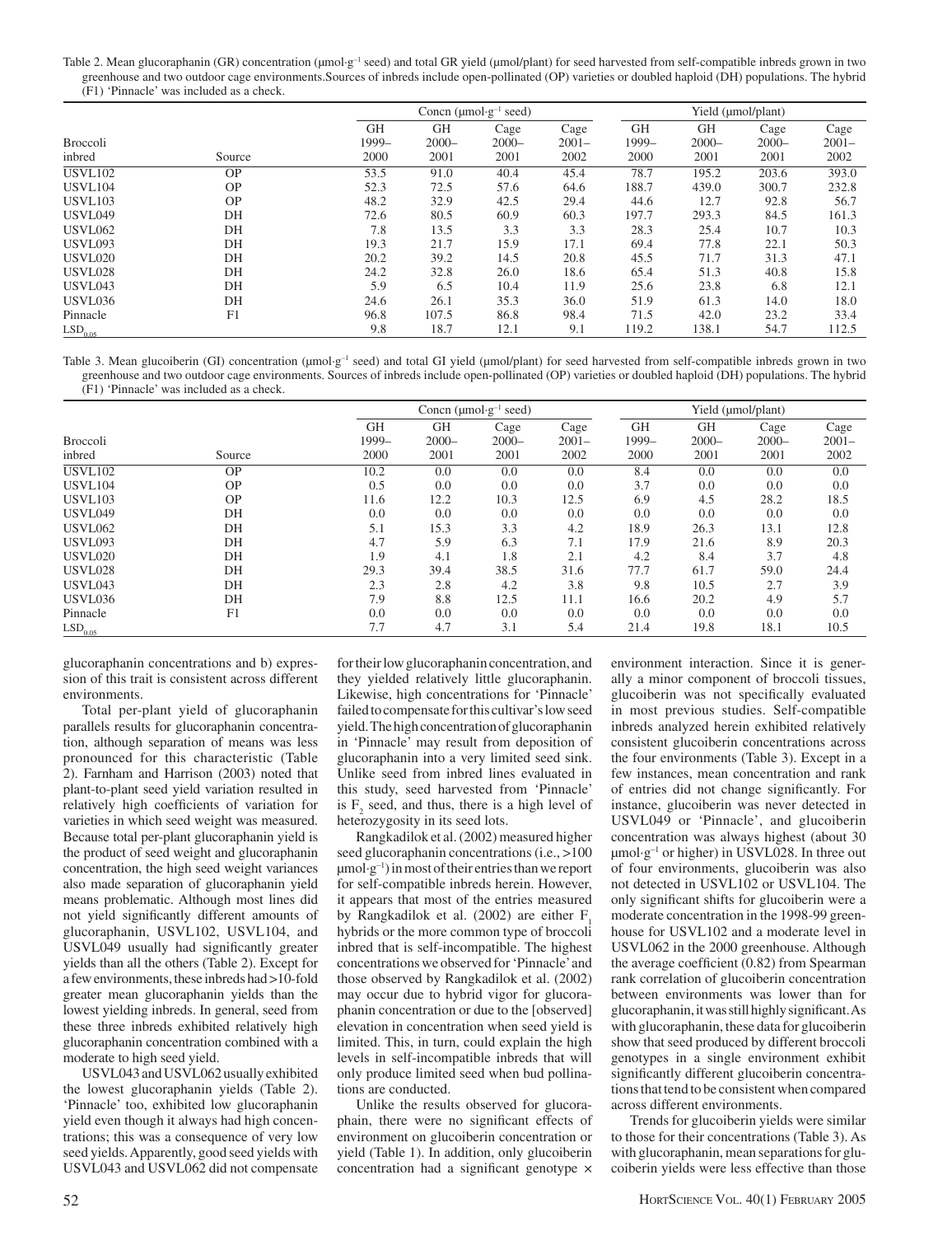Table 2. Mean glucoraphanin (GR) concentration (μmol·g$^{-1}$ seed) and total GR yield (μmol/plant) for seed harvested from self-compatible inbreds grown in two greenhouse and two outdoor cage environments. Sources of inbreds include open-pollinated (OP) varieties or doubled haploid (DH) populations. The hybrid (F1) 'Pinnacle' was included as a check.

| | | Concn (μmol·g$^{-1}$ seed) | | | | Yield (μmol/plant) | | | |
|---|---|---|---|---|---|---|---|---|---|
| Broccoli inbred | Source | GH 1999–2000 | GH 2000–2001 | Cage 2000–2001 | Cage 2001–2002 | GH 1999–2000 | GH 2000–2001 | Cage 2000–2001 | Cage 2001–2002 |
| USVL102 | OP | 53.5 | 91.0 | 40.4 | 45.4 | 78.7 | 195.2 | 203.6 | 393.0 |
| USVL104 | OP | 52.3 | 72.5 | 57.6 | 64.6 | 188.7 | 439.0 | 300.7 | 232.8 |
| USVL103 | OP | 48.2 | 32.9 | 42.5 | 29.4 | 44.6 | 12.7 | 92.8 | 56.7 |
| USVL049 | DH | 72.6 | 80.5 | 60.9 | 60.3 | 197.7 | 293.3 | 84.5 | 161.3 |
| USVL062 | DH | 7.8 | 13.5 | 3.3 | 3.3 | 28.3 | 25.4 | 10.7 | 10.3 |
| USVL093 | DH | 19.3 | 21.7 | 15.9 | 17.1 | 69.4 | 77.8 | 22.1 | 50.3 |
| USVL020 | DH | 20.2 | 39.2 | 14.5 | 20.8 | 45.5 | 71.7 | 31.3 | 47.1 |
| USVL028 | DH | 24.2 | 32.8 | 26.0 | 18.6 | 65.4 | 51.3 | 40.8 | 15.8 |
| USVL043 | DH | 5.9 | 6.5 | 10.4 | 11.9 | 25.6 | 23.8 | 6.8 | 12.1 |
| USVL036 | DH | 24.6 | 26.1 | 35.3 | 36.0 | 51.9 | 61.3 | 14.0 | 18.0 |
| Pinnacle | F1 | 96.8 | 107.5 | 86.8 | 98.4 | 71.5 | 42.0 | 23.2 | 33.4 |
| $LSD_{0.05}$ | | 9.8 | 18.7 | 12.1 | 9.1 | 119.2 | 138.1 | 54.7 | 112.5 |

Table 3. Mean glucoiberin (GI) concentration (μmol·g$^{-1}$ seed) and total GI yield (μmol/plant) for seed harvested from self-compatible inbreds grown in two greenhouse and two outdoor cage environments. Sources of inbreds include open-pollinated (OP) varieties or doubled haploid (DH) populations. The hybrid (F1) 'Pinnacle' was included as a check.

| | | Concn (μmol·g$^{-1}$ seed) | | | | Yield (μmol/plant) | | | |
|---|---|---|---|---|---|---|---|---|---|
| Broccoli inbred | Source | GH 1999–2000 | GH 2000–2001 | Cage 2000–2001 | Cage 2001–2002 | GH 1999–2000 | GH 2000–2001 | Cage 2000–2001 | Cage 2001–2002 |
| USVL102 | OP | 10.2 | 0.0 | 0.0 | 0.0 | 8.4 | 0.0 | 0.0 | 0.0 |
| USVL104 | OP | 0.5 | 0.0 | 0.0 | 0.0 | 3.7 | 0.0 | 0.0 | 0.0 |
| USVL103 | OP | 11.6 | 12.2 | 10.3 | 12.5 | 6.9 | 4.5 | 28.2 | 18.5 |
| USVL049 | DH | 0.0 | 0.0 | 0.0 | 0.0 | 0.0 | 0.0 | 0.0 | 0.0 |
| USVL062 | DH | 5.1 | 15.3 | 3.3 | 4.2 | 18.9 | 26.3 | 13.1 | 12.8 |
| USVL093 | DH | 4.7 | 5.9 | 6.3 | 7.1 | 17.9 | 21.6 | 8.9 | 20.3 |
| USVL020 | DH | 1.9 | 4.1 | 1.8 | 2.1 | 4.2 | 8.4 | 3.7 | 4.8 |
| USVL028 | DH | 29.3 | 39.4 | 38.5 | 31.6 | 77.7 | 61.7 | 59.0 | 24.4 |
| USVL043 | DH | 2.3 | 2.8 | 4.2 | 3.8 | 9.8 | 10.5 | 2.7 | 3.9 |
| USVL036 | DH | 7.9 | 8.8 | 12.5 | 11.1 | 16.6 | 20.2 | 4.9 | 5.7 |
| Pinnacle | F1 | 0.0 | 0.0 | 0.0 | 0.0 | 0.0 | 0.0 | 0.0 | 0.0 |
| $LSD_{0.05}$ | | 7.7 | 4.7 | 3.1 | 5.4 | 21.4 | 19.8 | 18.1 | 10.5 |

glucoraphanin concentrations and b) expression of this trait is consistent across different environments.

Total per-plant yield of glucoraphanin parallels results for glucoraphanin concentration, although separation of means was less pronounced for this characteristic (Table 2). Farnham and Harrison (2003) noted that plant-to-plant seed yield variation resulted in relatively high coefficients of variation for varieties in which seed weight was measured. Because total per-plant glucoraphanin yield is the product of seed weight and glucoraphanin concentration, the high seed weight variances also made separation of glucoraphanin yield means problematic. Although most lines did not yield significantly different amounts of glucoraphanin, USVL102, USVL104, and USVL049 usually had significantly greater yields than all the others (Table 2). Except for a few environments, these inbreds had >10-fold greater mean glucoraphanin yields than the lowest yielding inbreds. In general, seed from these three inbreds exhibited relatively high glucoraphanin concentration combined with a moderate to high seed yield.

USVL043 and USVL062 usually exhibited the lowest glucoraphanin yields (Table 2). 'Pinnacle' too, exhibited low glucoraphanin yield even though it always had high concentrations; this was a consequence of very low seed yields. Apparently, good seed yields with USVL043 and USVL062 did not compensate for their low glucoraphanin concentration, and they yielded relatively little glucoraphanin. Likewise, high concentrations for 'Pinnacle' failed to compensate for this cultivar's low seed yield. The high concentration of glucoraphanin in 'Pinnacle' may result from deposition of glucoraphanin into a very limited seed sink. Unlike seed from inbred lines evaluated in this study, seed harvested from 'Pinnacle' is $F_2$ seed, and thus, there is a high level of heterozygosity in its seed lots.

Rangkadilok et al. (2002) measured higher seed glucoraphanin concentrations (i.e., >100 μmol·g$^{-1}$) in most of their entries than we report for self-compatible inbreds herein. However, it appears that most of the entries measured by Rangkadilok et al. (2002) are either $F_1$ hybrids or the more common type of broccoli inbred that is self-incompatible. The highest concentrations we observed for 'Pinnacle' and those observed by Rangkadilok et al. (2002) may occur due to hybrid vigor for glucoraphanin concentration or due to the [observed] elevation in concentration when seed yield is limited. This, in turn, could explain the high levels in self-incompatible inbreds that will only produce limited seed when bud pollinations are conducted.

Unlike the results observed for glucoraphain, there were no significant effects of environment on glucoiberin concentration or yield (Table 1). In addition, only glucoiberin concentration had a significant genotype × environment interaction. Since it is generally a minor component of broccoli tissues, glucoiberin was not specifically evaluated in most previous studies. Self-compatible inbreds analyzed herein exhibited relatively consistent glucoiberin concentrations across the four environments (Table 3). Except in a few instances, mean concentration and rank of entries did not change significantly. For instance, glucoiberin was never detected in USVL049 or 'Pinnacle', and glucoiberin concentration was always highest (about 30 μmol·g$^{-1}$ or higher) in USVL028. In three out of four environments, glucoiberin was also not detected in USVL102 or USVL104. The only significant shifts for glucoiberin were a moderate concentration in the 1998-99 greenhouse for USVL102 and a moderate level in USVL062 in the 2000 greenhouse. Although the average coefficient (0.82) from Spearman rank correlation of glucoiberin concentration between environments was lower than for glucoraphanin, it was still highly significant. As with glucoraphanin, these data for glucoiberin show that seed produced by different broccoli genotypes in a single environment exhibit significantly different glucoiberin concentrations that tend to be consistent when compared across different environments.

Trends for glucoiberin yields were similar to those for their concentrations (Table 3). As with glucoraphanin, mean separations for glucoiberin yields were less effective than those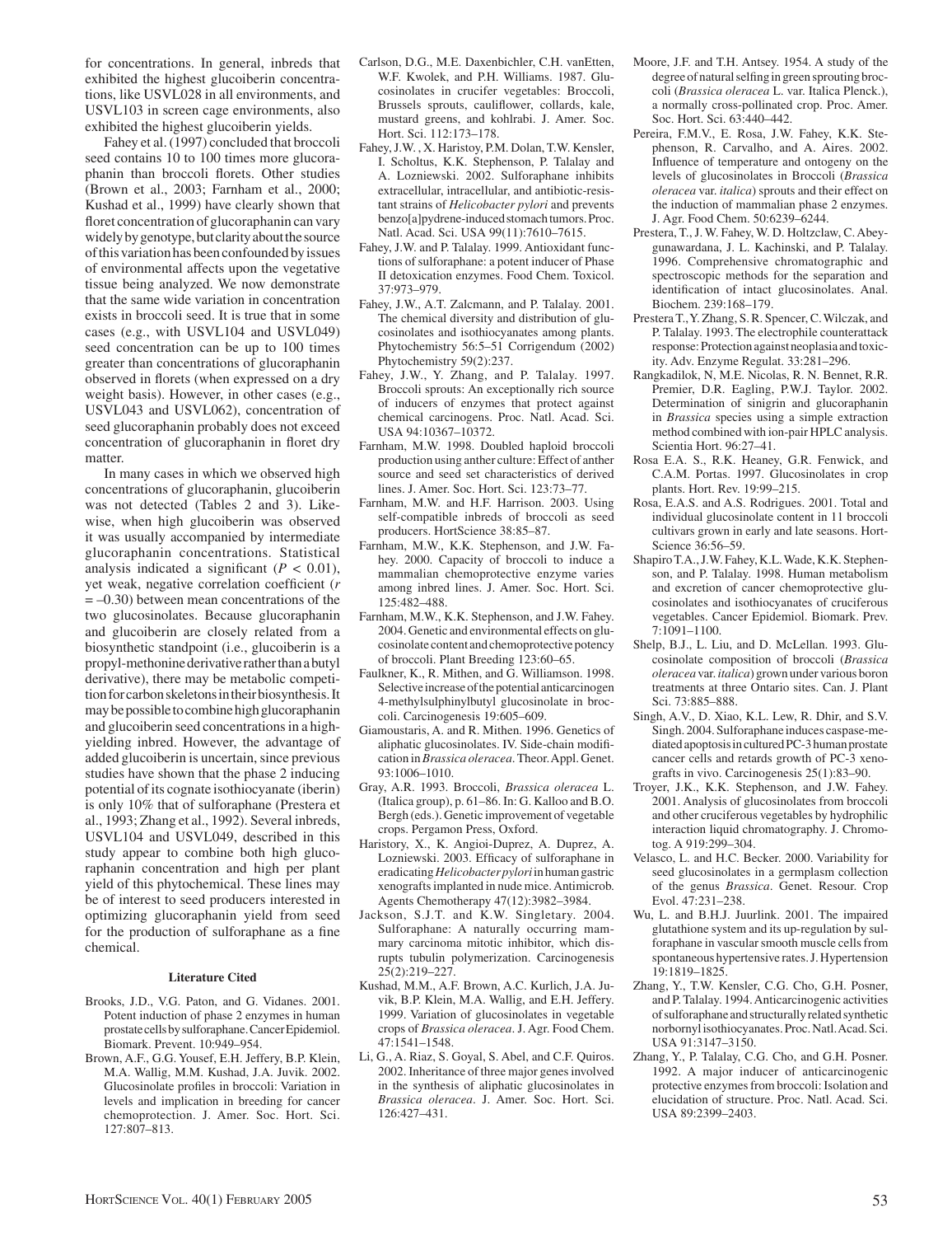for concentrations. In general, inbreds that exhibited the highest glucoiberin concentrations, like USVL028 in all environments, and USVL103 in screen cage environments, also exhibited the highest glucoiberin yields.

Fahey et al. (1997) concluded that broccoli seed contains 10 to 100 times more glucoraphanin than broccoli florets. Other studies (Brown et al., 2003; Farnham et al., 2000; Kushad et al., 1999) have clearly shown that floret concentration of glucoraphanin can vary widely by genotype, but clarity about the source of this variation has been confounded by issues of environmental affects upon the vegetative tissue being analyzed. We now demonstrate that the same wide variation in concentration exists in broccoli seed. It is true that in some cases (e.g., with USVL104 and USVL049) seed concentration can be up to 100 times greater than concentrations of glucoraphanin observed in florets (when expressed on a dry weight basis). However, in other cases (e.g., USVL043 and USVL062), concentration of seed glucoraphanin probably does not exceed concentration of glucoraphanin in floret dry matter.

In many cases in which we observed high concentrations of glucoraphanin, glucoiberin was not detected (Tables 2 and 3). Likewise, when high glucoiberin was observed it was usually accompanied by intermediate glucoraphanin concentrations. Statistical analysis indicated a significant ($P < 0.01$), yet weak, negative correlation coefficient ($r = -0.30$) between mean concentrations of the two glucosinolates. Because glucoraphanin and glucoiberin are closely related from a biosynthetic standpoint (i.e., glucoiberin is a propyl-methonine derivative rather than a butyl derivative), there may be metabolic competition for carbon skeletons in their biosynthesis. It may be possible to combine high glucoraphanin and glucoiberin seed concentrations in a high-yielding inbred. However, the advantage of added glucoiberin is uncertain, since previous studies have shown that the phase 2 inducing potential of its cognate isothiocyanate (iberin) is only 10% that of sulforaphane (Prestera et al., 1993; Zhang et al., 1992). Several inbreds, USVL104 and USVL049, described in this study appear to combine both high glucoraphanin concentration and high per plant yield of this phytochemical. These lines may be of interest to seed producers interested in optimizing glucoraphanin yield from seed for the production of sulforaphane as a fine chemical.

#### Literature Cited

Brooks, J.D., V.G. Paton, and G. Vidanes. 2001. Potent induction of phase 2 enzymes in human prostate cells by sulforaphane. Cancer Epidemiol. Biomark. Prevent. 10:949–954.

Brown, A.F., G.G. Yousef, E.H. Jeffery, B.P. Klein, M.A. Wallig, M.M. Kushad, J.A. Juvik. 2002. Glucosinolate profiles in broccoli: Variation in levels and implication in breeding for cancer chemoprotection. J. Amer. Soc. Hort. Sci. 127:807–813.

Carlson, D.G., M.E. Daxenbichler, C.H. vanEtten, W.F. Kwolek, and P.H. Williams. 1987. Glucosinolates in crucifer vegetables: Broccoli, Brussels sprouts, cauliflower, collards, kale, mustard greens, and kohlrabi. J. Amer. Soc. Hort. Sci. 112:173–178.

Fahey, J.W. , X. Haristoy, P.M. Dolan, T.W. Kensler, I. Scholtus, K.K. Stephenson, P. Talalay and A. Lozniewski. 2002. Sulforaphane inhibits extracellular, intracellular, and antibiotic-resistant strains of *Helicobacter pylori* and prevents benzo[a]pydrene-induced stomach tumors. Proc. Natl. Acad. Sci. USA 99(11):7610–7615.

Fahey, J.W. and P. Talalay. 1999. Antioxidant functions of sulforaphane: a potent inducer of Phase II detoxication enzymes. Food Chem. Toxicol. 37:973–979.

Fahey, J.W., A.T. Zalcmann, and P. Talalay. 2001. The chemical diversity and distribution of glucosinolates and isothiocyanates among plants. Phytochemistry 56:5–51 Corrigendum (2002) Phytochemistry 59(2):237.

Fahey, J.W., Y. Zhang, and P. Talalay. 1997. Broccoli sprouts: An exceptionally rich source of inducers of enzymes that protect against chemical carcinogens. Proc. Natl. Acad. Sci. USA 94:10367–10372.

Farnham, M.W. 1998. Doubled haploid broccoli production using anther culture: Effect of anther source and seed set characteristics of derived lines. J. Amer. Soc. Hort. Sci. 123:73–77.

Farnham, M.W. and H.F. Harrison. 2003. Using self-compatible inbreds of broccoli as seed producers. HortScience 38:85–87.

Farnham, M.W., K.K. Stephenson, and J.W. Fahey. 2000. Capacity of broccoli to induce a mammalian chemoprotective enzyme varies among inbred lines. J. Amer. Soc. Hort. Sci. 125:482–488.

Farnham, M.W., K.K. Stephenson, and J.W. Fahey. 2004. Genetic and environmental effects on glucosinolate content and chemoprotective potency of broccoli. Plant Breeding 123:60–65.

Faulkner, K., R. Mithen, and G. Williamson. 1998. Selective increase of the potential anticarcinogen 4-methylsulphinylbutyl glucosinolate in broccoli. Carcinogenesis 19:605–609.

Giamoustaris, A. and R. Mithen. 1996. Genetics of aliphatic glucosinolates. IV. Side-chain modification in *Brassica oleracea*. Theor. Appl. Genet. 93:1006–1010.

Gray, A.R. 1993. Broccoli, *Brassica oleracea* L. (Italica group), p. 61–86. In: G. Kalloo and B.O. Bergh (eds.). Genetic improvement of vegetable crops. Pergamon Press, Oxford.

Haristory, X., K. Angioi-Duprez, A. Duprez, A. Lozniewski. 2003. Efficacy of sulforaphane in eradicating *Helicobacter pylori* in human gastric xenografts implanted in nude mice. Antimicrob. Agents Chemotherapy 47(12):3982–3984.

Jackson, S.J.T. and K.W. Singletary. 2004. Sulforaphane: A naturally occurring mammary carcinoma mitotic inhibitor, which disrupts tubulin polymerization. Carcinogenesis 25(2):219–227.

Kushad, M.M., A.F. Brown, A.C. Kurlich, J.A. Juvik, B.P. Klein, M.A. Wallig, and E.H. Jeffery. 1999. Variation of glucosinolates in vegetable crops of *Brassica oleracea*. J. Agr. Food Chem. 47:1541–1548.

Li, G., A. Riaz, S. Goyal, S. Abel, and C.F. Quiros. 2002. Inheritance of three major genes involved in the synthesis of aliphatic glucosinolates in *Brassica oleracea*. J. Amer. Soc. Hort. Sci. 126:427–431.

Moore, J.F. and T.H. Antsey. 1954. A study of the degree of natural selfing in green sprouting broccoli (*Brassica oleracea* L. var. Italica Plenck.), a normally cross-pollinated crop. Proc. Amer. Soc. Hort. Sci. 63:440–442.

Pereira, F.M.V., E. Rosa, J.W. Fahey, K.K. Stephenson, R. Carvalho, and A. Aires. 2002. Influence of temperature and ontogeny on the levels of glucosinolates in Broccoli (*Brassica oleracea* var. *italica*) sprouts and their effect on the induction of mammalian phase 2 enzymes. J. Agr. Food Chem. 50:6239–6244.

Prestera, T., J. W. Fahey, W. D. Holtzclaw, C. Abeygunawardana, J. L. Kachinski, and P. Talalay. 1996. Comprehensive chromatographic and spectroscopic methods for the separation and identification of intact glucosinolates. Anal. Biochem. 239:168–179.

Prestera T., Y. Zhang, S. R. Spencer, C. Wilczak, and P. Talalay. 1993. The electrophile counterattack response: Protection against neoplasia and toxicity. Adv. Enzyme Regulat. 33:281–296.

Rangkadilok, N, M.E. Nicolas, R. N. Bennet, R.R. Premier, D.R. Eagling, P.W.J. Taylor. 2002. Determination of sinigrin and glucoraphanin in *Brassica* species using a simple extraction method combined with ion-pair HPLC analysis. Scientia Hort. 96:27–41.

Rosa E.A. S., R.K. Heaney, G.R. Fenwick, and C.A.M. Portas. 1997. Glucosinolates in crop plants. Hort. Rev. 19:99–215.

Rosa, E.A.S. and A.S. Rodrigues. 2001. Total and individual glucosinolate content in 11 broccoli cultivars grown in early and late seasons. HortScience 36:56–59.

Shapiro T.A., J.W. Fahey, K.L. Wade, K.K. Stephenson, and P. Talalay. 1998. Human metabolism and excretion of cancer chemoprotective glucosinolates and isothiocyanates of cruciferous vegetables. Cancer Epidemiol. Biomark. Prev. 7:1091–1100.

Shelp, B.J., L. Liu, and D. McLellan. 1993. Glucosinolate composition of broccoli (*Brassica oleracea* var. *italica*) grown under various boron treatments at three Ontario sites. Can. J. Plant Sci. 73:885–888.

Singh, A.V., D. Xiao, K.L. Lew, R. Dhir, and S.V. Singh. 2004. Sulforaphane induces caspase-mediated apoptosis in cultured PC-3 human prostate cancer cells and retards growth of PC-3 xenografts in vivo. Carcinogenesis 25(1):83–90.

Troyer, J.K., K.K. Stephenson, and J.W. Fahey. 2001. Analysis of glucosinolates from broccoli and other cruciferous vegetables by hydrophilic interaction liquid chromatography. J. Chromotog. A 919:299–304.

Velasco, L. and H.C. Becker. 2000. Variability for seed glucosinolates in a germplasm collection of the genus *Brassica*. Genet. Resour. Crop Evol. 47:231–238.

Wu, L. and B.H.J. Juurlink. 2001. The impaired glutathione system and its up-regulation by sulforaphane in vascular smooth muscle cells from spontaneous hypertensive rates. J. Hypertension 19:1819–1825.

Zhang, Y., T.W. Kensler, C.G. Cho, G.H. Posner, and P. Talalay. 1994. Anticarcinogenic activities of sulforaphane and structurally related synthetic norbornyl isothiocyanates. Proc. Natl. Acad. Sci. USA 91:3147–3150.

Zhang, Y., P. Talalay, C.G. Cho, and G.H. Posner. 1992. A major inducer of anticarcinogenic protective enzymes from broccoli: Isolation and elucidation of structure. Proc. Natl. Acad. Sci. USA 89:2399–2403.